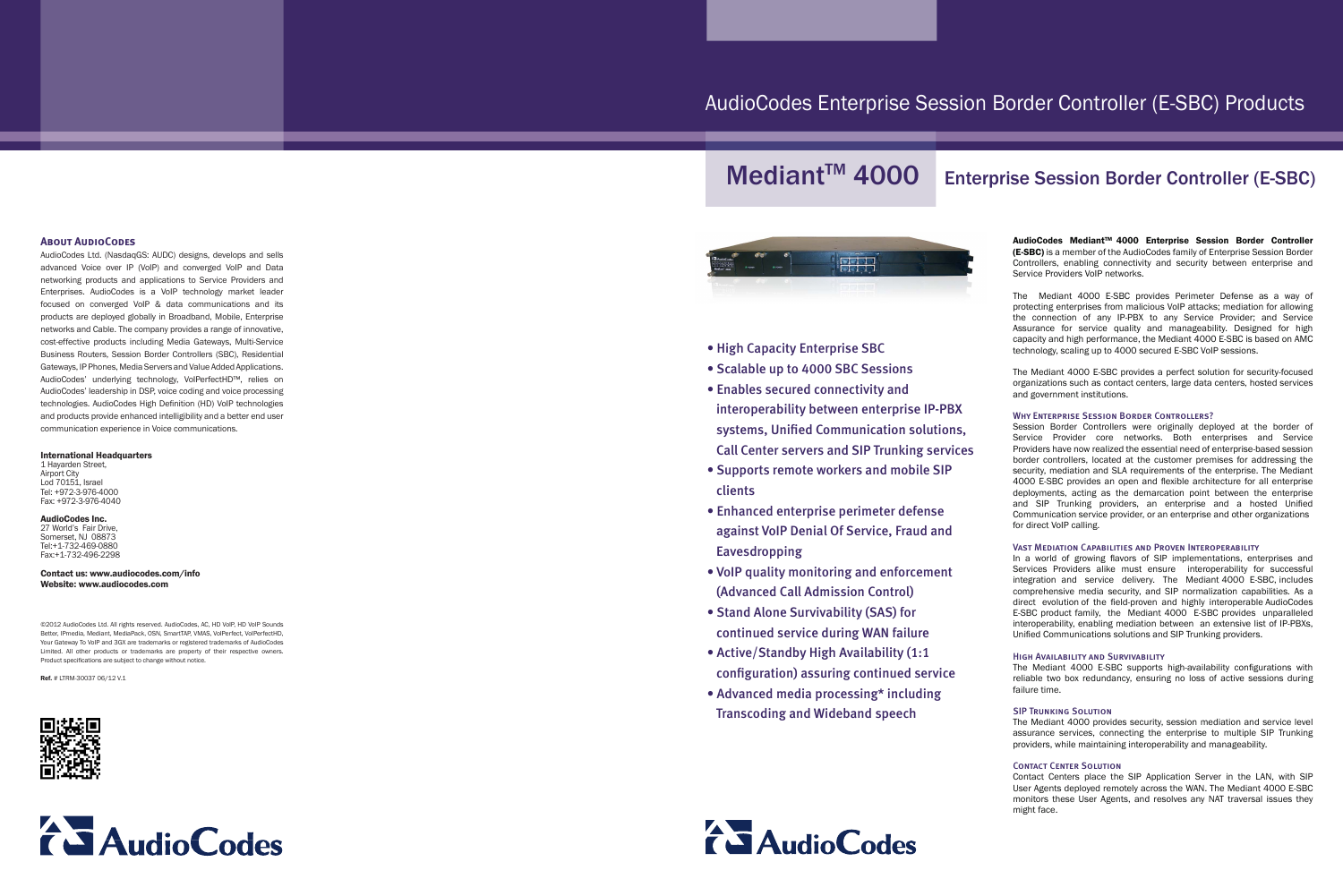## About AudioCodes

AudioCodes Ltd. (NasdaqGS: AUDC) designs, develops and sells advanced Voice over IP (VoIP) and converged VoIP and Data networking products and applications to Service Providers and Enterprises. AudioCodes is a VoIP technology market leader focused on converged VoIP & data communications and its products are deployed globally in Broadband, Mobile, Enterprise networks and Cable. The company provides a range of innovative, cost-effective products including Media Gateways, Multi-Service Business Routers, Session Border Controllers (SBC), Residential Gateways, IP Phones, Media Servers and Value Added Applications. AudioCodes' underlying technology, VoIPerfectHD™, relies on AudioCodes' leadership in DSP, voice coding and voice processing technologies. AudioCodes High Definition (HD) VoIP technologies and products provide enhanced intelligibility and a better end user communication experience in Voice communications.

**International Headquarters**
1 Hayarden Street,
Airport City
Lod 70151, Israel
Tel: +972-3-976-4000
Fax: +972-3-976-4040

**AudioCodes Inc.**
27 World's Fair Drive,
Somerset, NJ 08873
Tel:+1-732-469-0880
Fax:+1-732-496-2298

**Contact us: www.audiocodes.com/info**
**Website: www.audiocodes.com**

©2012 AudioCodes Ltd. All rights reserved. AudioCodes, AC, HD VoIP, HD VoIP Sounds Better, IPmedia, Mediant, MediaPack, OSN, SmartTAP, VMAS, VoIPerfect, VoIPerfectHD, Your Gateway To VoIP and 3GX are trademarks or registered trademarks of AudioCodes Limited. All other products or trademarks are property of their respective owners. Product specifications are subject to change without notice.

**Ref.** # LTRM-30037 06/12 V.1

AudioCodes

# AudioCodes Enterprise Session Border Controller (E-SBC) Products

# Mediant™ 4000 Enterprise Session Border Controller (E-SBC)

- High Capacity Enterprise SBC
- Scalable up to 4000 SBC Sessions
- Enables secured connectivity and interoperability between enterprise IP-PBX systems, Unified Communication solutions, Call Center servers and SIP Trunking services
- Supports remote workers and mobile SIP clients
- Enhanced enterprise perimeter defense against VoIP Denial Of Service, Fraud and Eavesdropping
- VoIP quality monitoring and enforcement (Advanced Call Admission Control)
- Stand Alone Survivability (SAS) for continued service during WAN failure
- Active/Standby High Availability (1:1 configuration) assuring continued service
- Advanced media processing* including Transcoding and Wideband speech

AudioCodes

**AudioCodes Mediant™ 4000 Enterprise Session Border Controller (E-SBC)** is a member of the AudioCodes family of Enterprise Session Border Controllers, enabling connectivity and security between enterprise and Service Providers VoIP networks.

The Mediant 4000 E-SBC provides Perimeter Defense as a way of protecting enterprises from malicious VoIP attacks; mediation for allowing the connection of any IP-PBX to any Service Provider; and Service Assurance for service quality and manageability. Designed for high capacity and high performance, the Mediant 4000 E-SBC is based on AMC technology, scaling up to 4000 secured E-SBC VoIP sessions.

The Mediant 4000 E-SBC provides a perfect solution for security-focused organizations such as contact centers, large data centers, hosted services and government institutions.

### Why Enterprise Session Border Controllers?

Session Border Controllers were originally deployed at the border of Service Provider core networks. Both enterprises and Service Providers have now realized the essential need of enterprise-based session border controllers, located at the customer premises for addressing the security, mediation and SLA requirements of the enterprise. The Mediant 4000 E-SBC provides an open and flexible architecture for all enterprise deployments, acting as the demarcation point between the enterprise and SIP Trunking providers, an enterprise and a hosted Unified Communication service provider, or an enterprise and other organizations for direct VoIP calling.

### Vast Mediation Capabilities and Proven Interoperability

In a world of growing flavors of SIP implementations, enterprises and Services Providers alike must ensure interoperability for successful integration and service delivery. The Mediant 4000 E-SBC, includes comprehensive media security, and SIP normalization capabilities. As a direct evolution of the field-proven and highly interoperable AudioCodes E-SBC product family, the Mediant 4000 E-SBC provides unparalleled interoperability, enabling mediation between an extensive list of IP-PBXs, Unified Communications solutions and SIP Trunking providers.

### High Availability and Survivability

The Mediant 4000 E-SBC supports high-availability configurations with reliable two box redundancy, ensuring no loss of active sessions during failure time.

### SIP Trunking Solution

The Mediant 4000 provides security, session mediation and service level assurance services, connecting the enterprise to multiple SIP Trunking providers, while maintaining interoperability and manageability.

### Contact Center Solution

Contact Centers place the SIP Application Server in the LAN, with SIP User Agents deployed remotely across the WAN. The Mediant 4000 E-SBC monitors these User Agents, and resolves any NAT traversal issues they might face.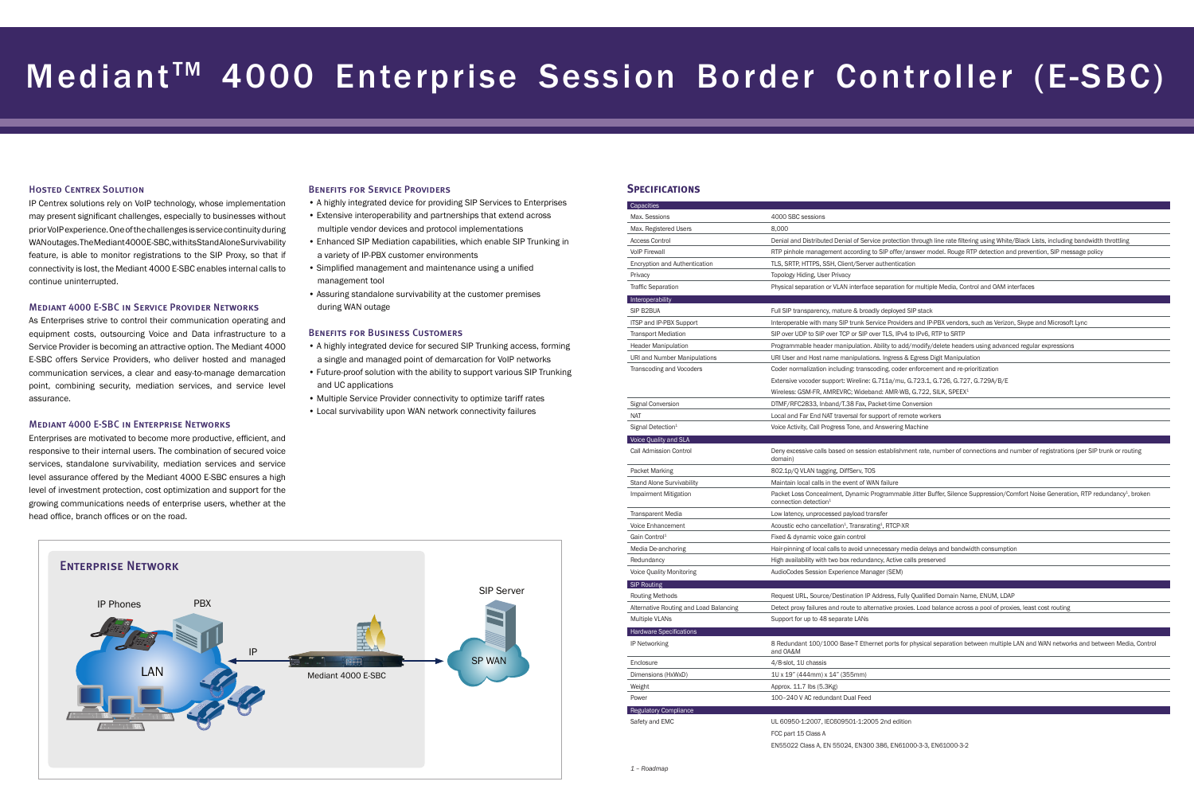# Mediant™ 4000 Enterprise Session Border Controller (E-SBC)

### Hosted Centrex Solution

IP Centrex solutions rely on VoIP technology, whose implementation may present significant challenges, especially to businesses without prior VoIP experience. One of the challenges is service continuity during WAN outages. The Mediant 4000 E-SBC, with its Stand Alone Survivability feature, is able to monitor registrations to the SIP Proxy, so that if connectivity is lost, the Mediant 4000 E-SBC enables internal calls to continue uninterrupted.

### Mediant 4000 E-SBC in Service Provider Networks

As Enterprises strive to control their communication operating and equipment costs, outsourcing Voice and Data infrastructure to a Service Provider is becoming an attractive option. The Mediant 4000 E-SBC offers Service Providers, who deliver hosted and managed communication services, a clear and easy-to-manage demarcation point, combining security, mediation services, and service level assurance.

### Mediant 4000 E-SBC in Enterprise Networks

Enterprises are motivated to become more productive, efficient, and responsive to their internal users. The combination of secured voice services, standalone survivability, mediation services and service level assurance offered by the Mediant 4000 E-SBC ensures a high level of investment protection, cost optimization and support for the growing communications needs of enterprise users, whether at the head office, branch offices or on the road.

### Benefits for Service Providers

- A highly integrated device for providing SIP Services to Enterprises
- Extensive interoperability and partnerships that extend across multiple vendor devices and protocol implementations
- Enhanced SIP Mediation capabilities, which enable SIP Trunking in a variety of IP-PBX customer environments
- Simplified management and maintenance using a unified management tool
- Assuring standalone survivability at the customer premises during WAN outage

### Benefits for Business Customers

- A highly integrated device for secured SIP Trunking access, forming a single and managed point of demarcation for VoIP networks
- Future-proof solution with the ability to support various SIP Trunking and UC applications
- Multiple Service Provider connectivity to optimize tariff rates
- Local survivability upon WAN network connectivity failures

### Enterprise Network

IP Phones

PBX

LAN

IP

Mediant 4000 E-SBC

SIP Server

SP WAN

### Specifications

| | |
|---|---|
| **Capacities** | |
| Max. Sessions | 4000 SBC sessions |
| Max. Registered Users | 8,000 |
| Access Control | Denial and Distributed Denial of Service protection through line rate filtering using White/Black Lists, including bandwidth throttling |
| VoIP Firewall | RTP pinhole management according to SIP offer/answer model. Rouge RTP detection and prevention, SIP message policy |
| Encryption and Authentication | TLS, SRTP, HTTPS, SSH, Client/Server authentication |
| Privacy | Topology Hiding, User Privacy |
| Traffic Separation | Physical separation or VLAN interface separation for multiple Media, Control and OAM interfaces |
| **Interoperability** | |
| SIP B2BUA | Full SIP transparency, mature & broadly deployed SIP stack |
| ITSP and IP-PBX Support | Interoperable with many SIP trunk Service Providers and IP-PBX vendors, such as Verizon, Skype and Microsoft Lync |
| Transport Mediation | SIP over UDP to SIP over TCP or SIP over TLS, IPv4 to IPv6, RTP to SRTP |
| Header Manipulation | Programmable header manipulation. Ability to add/modify/delete headers using advanced regular expressions |
| URI and Number Manipulations | URI User and Host name manipulations. Ingress & Egress Digit Manipulation |
| Transcoding and Vocoders | Coder normalization including: transcoding, coder enforcement and re-prioritization<br>Extensive vocoder support: Wireline: G.711a/mu, G.723.1, G.726, G.727, G.729A/B/E<br>Wireless: GSM-FR, AMREVRC; Wideband: AMR-WB, G.722, SILK, SPEEX[1] |
| Signal Conversion | DTMF/RFC2833, Inband/T.38 Fax, Packet-time Conversion |
| NAT | Local and Far End NAT traversal for support of remote workers |
| Signal Detection[1] | Voice Activity, Call Progress Tone, and Answering Machine |
| **Voice Quality and SLA** | |
| Call Admission Control | Deny excessive calls based on session establishment rate, number of connections and number of registrations (per SIP trunk or routing domain) |
| Packet Marking | 802.1p/Q VLAN tagging, DiffServ, TOS |
| Stand Alone Survivability | Maintain local calls in the event of WAN failure |
| Impairment Mitigation | Packet Loss Concealment, Dynamic Programmable Jitter Buffer, Silence Suppression/Comfort Noise Generation, RTP redundancy[1], broken connection detection[1] |
| Transparent Media | Low latency, unprocessed payload transfer |
| Voice Enhancement | Acoustic echo cancellation[1], Transrating[1], RTCP-XR |
| Gain Control[1] | Fixed & dynamic voice gain control |
| Media De-anchoring | Hair-pinning of local calls to avoid unnecessary media delays and bandwidth consumption |
| Redundancy | High availability with two box redundancy, Active calls preserved |
| Voice Quality Monitoring | AudioCodes Session Experience Manager (SEM) |
| **SIP Routing** | |
| Routing Methods | Request URL, Source/Destination IP Address, Fully Qualified Domain Name, ENUM, LDAP |
| Alternative Routing and Load Balancing | Detect proxy failures and route to alternative proxies. Load balance across a pool of proxies, least cost routing |
| Multiple VLANs | Support for up to 48 separate LANs |
| **Hardware Specifications** | |
| IP Networking | 8 Redundant 100/1000 Base-T Ethernet ports for physical separation between multiple LAN and WAN networks and between Media, Control and OA&M |
| Enclosure | 4/8-slot, 1U chassis |
| Dimensions (HxWxD) | 1U x 19" (444mm) x 14" (355mm) |
| Weight | Approx. 11.7 lbs (5.3Kg) |
| Power | 100–240 V AC redundant Dual Feed |
| **Regulatory Compliance** | |
| Safety and EMC | UL 60950-1:2007, IEC609501-1:2005 2nd edition<br>FCC part 15 Class A<br>EN55022 Class A, EN 55024, EN300 386, EN61000-3-3, EN61000-3-2 |

1 – Roadmap